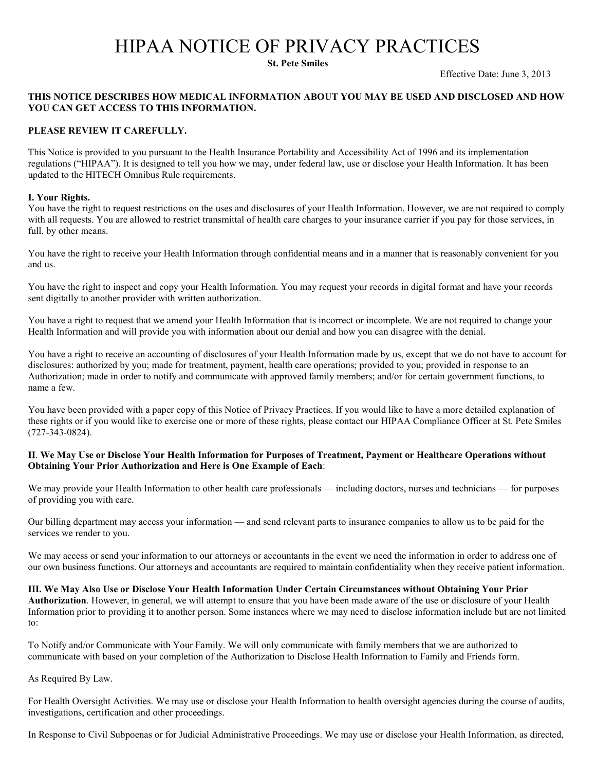# HIPAA NOTICE OF PRIVACY PRACTICES

**St. Pete Smiles**

Effective Date: June 3, 2013

**THIS NOTICE DESCRIBES HOW MEDICAL INFORMATION ABOUT YOU MAY BE USED AND DISCLOSED AND HOW YOU CAN GET ACCESS TO THIS INFORMATION.**

**PLEASE REVIEW IT CAREFULLY.**

This Notice is provided to you pursuant to the Health Insurance Portability and Accessibility Act of 1996 and its implementation regulations ("HIPAA"). It is designed to tell you how we may, under federal law, use or disclose your Health Information. It has been updated to the HITECH Omnibus Rule requirements.

**I. Your Rights.**

You have the right to request restrictions on the uses and disclosures of your Health Information. However, we are not required to comply with all requests. You are allowed to restrict transmittal of health care charges to your insurance carrier if you pay for those services, in full, by other means.

You have the right to receive your Health Information through confidential means and in a manner that is reasonably convenient for you and us.

You have the right to inspect and copy your Health Information. You may request your records in digital format and have your records sent digitally to another provider with written authorization.

You have a right to request that we amend your Health Information that is incorrect or incomplete. We are not required to change your Health Information and will provide you with information about our denial and how you can disagree with the denial.

You have a right to receive an accounting of disclosures of your Health Information made by us, except that we do not have to account for disclosures: authorized by you; made for treatment, payment, health care operations; provided to you; provided in response to an Authorization; made in order to notify and communicate with approved family members; and/or for certain government functions, to name a few.

You have been provided with a paper copy of this Notice of Privacy Practices. If you would like to have a more detailed explanation of these rights or if you would like to exercise one or more of these rights, please contact our HIPAA Compliance Officer at St. Pete Smiles (727-343-0824).

**II. We May Use or Disclose Your Health Information for Purposes of Treatment, Payment or Healthcare Operations without Obtaining Your Prior Authorization and Here is One Example of Each**:

We may provide your Health Information to other health care professionals — including doctors, nurses and technicians — for purposes of providing you with care.

Our billing department may access your information — and send relevant parts to insurance companies to allow us to be paid for the services we render to you.

We may access or send your information to our attorneys or accountants in the event we need the information in order to address one of our own business functions. Our attorneys and accountants are required to maintain confidentiality when they receive patient information.

**III. We May Also Use or Disclose Your Health Information Under Certain Circumstances without Obtaining Your Prior Authorization**. However, in general, we will attempt to ensure that you have been made aware of the use or disclosure of your Health Information prior to providing it to another person. Some instances where we may need to disclose information include but are not limited to:

To Notify and/or Communicate with Your Family. We will only communicate with family members that we are authorized to communicate with based on your completion of the Authorization to Disclose Health Information to Family and Friends form.

As Required By Law.

For Health Oversight Activities. We may use or disclose your Health Information to health oversight agencies during the course of audits, investigations, certification and other proceedings.

In Response to Civil Subpoenas or for Judicial Administrative Proceedings. We may use or disclose your Health Information, as directed,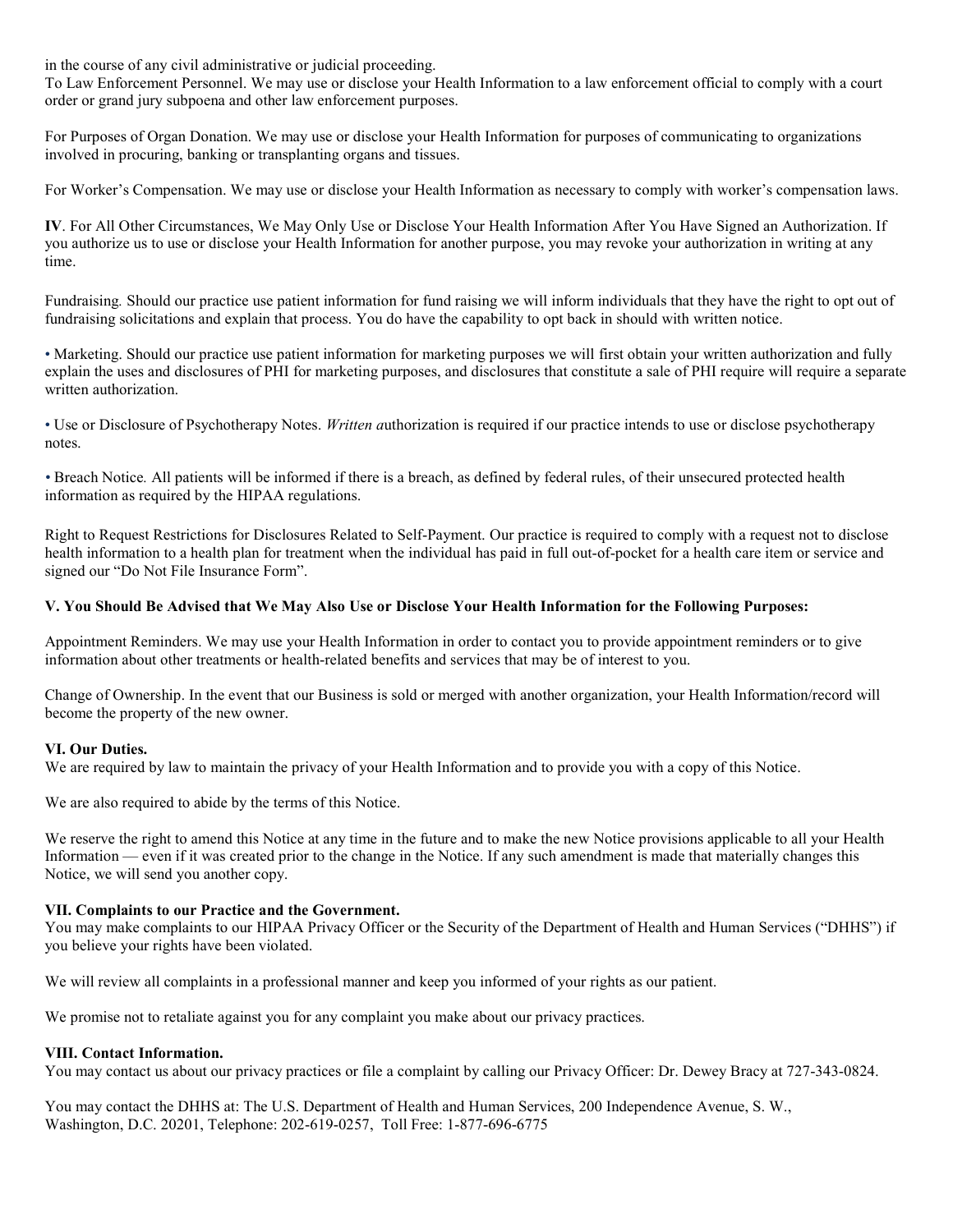in the course of any civil administrative or judicial proceeding.
To Law Enforcement Personnel. We may use or disclose your Health Information to a law enforcement official to comply with a court order or grand jury subpoena and other law enforcement purposes.

For Purposes of Organ Donation. We may use or disclose your Health Information for purposes of communicating to organizations involved in procuring, banking or transplanting organs and tissues.

For Worker's Compensation. We may use or disclose your Health Information as necessary to comply with worker's compensation laws.

**IV**. For All Other Circumstances, We May Only Use or Disclose Your Health Information After You Have Signed an Authorization. If you authorize us to use or disclose your Health Information for another purpose, you may revoke your authorization in writing at any time.

Fundraising*.* Should our practice use patient information for fund raising we will inform individuals that they have the right to opt out of fundraising solicitations and explain that process. You do have the capability to opt back in should with written notice.

• Marketing. Should our practice use patient information for marketing purposes we will first obtain your written authorization and fully explain the uses and disclosures of PHI for marketing purposes, and disclosures that constitute a sale of PHI require will require a separate written authorization.

• Use or Disclosure of Psychotherapy Notes. *Written a*uthorization is required if our practice intends to use or disclose psychotherapy notes.

• Breach Notice*.* All patients will be informed if there is a breach, as defined by federal rules, of their unsecured protected health information as required by the HIPAA regulations.

Right to Request Restrictions for Disclosures Related to Self-Payment. Our practice is required to comply with a request not to disclose health information to a health plan for treatment when the individual has paid in full out-of-pocket for a health care item or service and signed our "Do Not File Insurance Form".

**V. You Should Be Advised that We May Also Use or Disclose Your Health Information for the Following Purposes:**

Appointment Reminders. We may use your Health Information in order to contact you to provide appointment reminders or to give information about other treatments or health-related benefits and services that may be of interest to you.

Change of Ownership. In the event that our Business is sold or merged with another organization, your Health Information/record will become the property of the new owner.

**VI. Our Duties.**
We are required by law to maintain the privacy of your Health Information and to provide you with a copy of this Notice.

We are also required to abide by the terms of this Notice.

We reserve the right to amend this Notice at any time in the future and to make the new Notice provisions applicable to all your Health Information — even if it was created prior to the change in the Notice. If any such amendment is made that materially changes this Notice, we will send you another copy.

**VII. Complaints to our Practice and the Government.**
You may make complaints to our HIPAA Privacy Officer or the Security of the Department of Health and Human Services ("DHHS") if you believe your rights have been violated.

We will review all complaints in a professional manner and keep you informed of your rights as our patient.

We promise not to retaliate against you for any complaint you make about our privacy practices.

**VIII. Contact Information.**
You may contact us about our privacy practices or file a complaint by calling our Privacy Officer: Dr. Dewey Bracy at 727-343-0824.

You may contact the DHHS at: The U.S. Department of Health and Human Services, 200 Independence Avenue, S. W., Washington, D.C. 20201, Telephone: 202-619-0257, Toll Free: 1-877-696-6775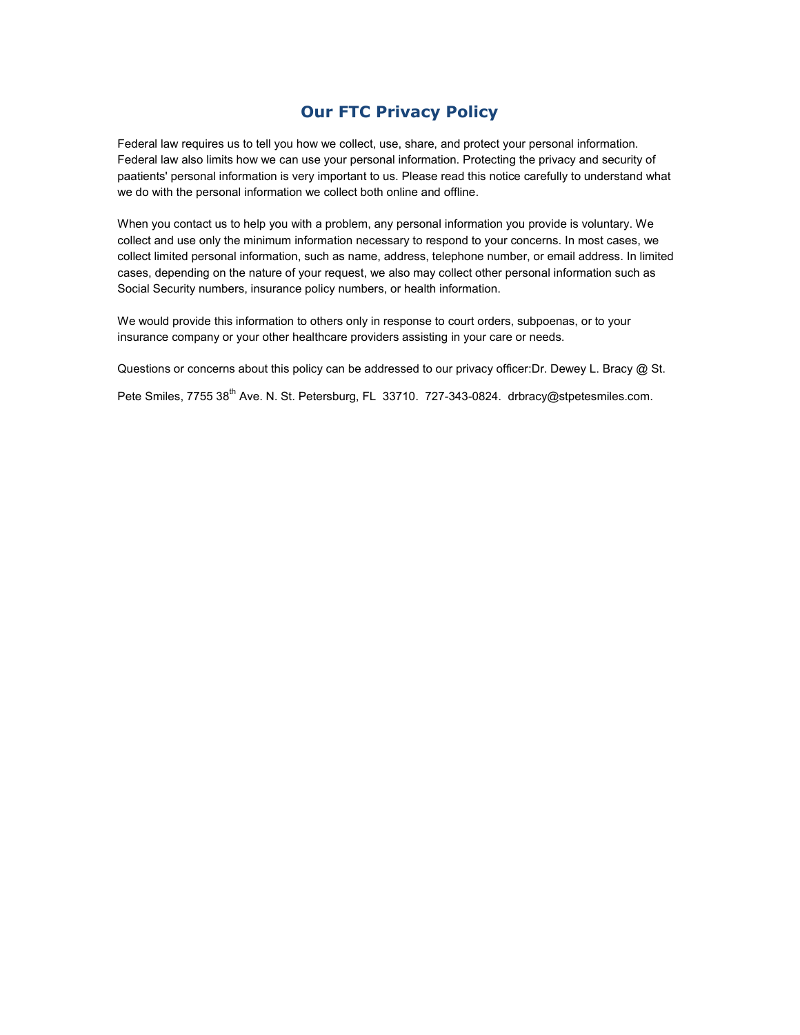# Our FTC Privacy Policy

Federal law requires us to tell you how we collect, use, share, and protect your personal information. Federal law also limits how we can use your personal information. Protecting the privacy and security of paatients' personal information is very important to us. Please read this notice carefully to understand what we do with the personal information we collect both online and offline.

When you contact us to help you with a problem, any personal information you provide is voluntary. We collect and use only the minimum information necessary to respond to your concerns. In most cases, we collect limited personal information, such as name, address, telephone number, or email address. In limited cases, depending on the nature of your request, we also may collect other personal information such as Social Security numbers, insurance policy numbers, or health information.

We would provide this information to others only in response to court orders, subpoenas, or to your insurance company or your other healthcare providers assisting in your care or needs.

Questions or concerns about this policy can be addressed to our privacy officer:Dr. Dewey L. Bracy @ St. Pete Smiles, 7755 38th Ave. N. St. Petersburg, FL 33710. 727-343-0824. drbracy@stpetesmiles.com.